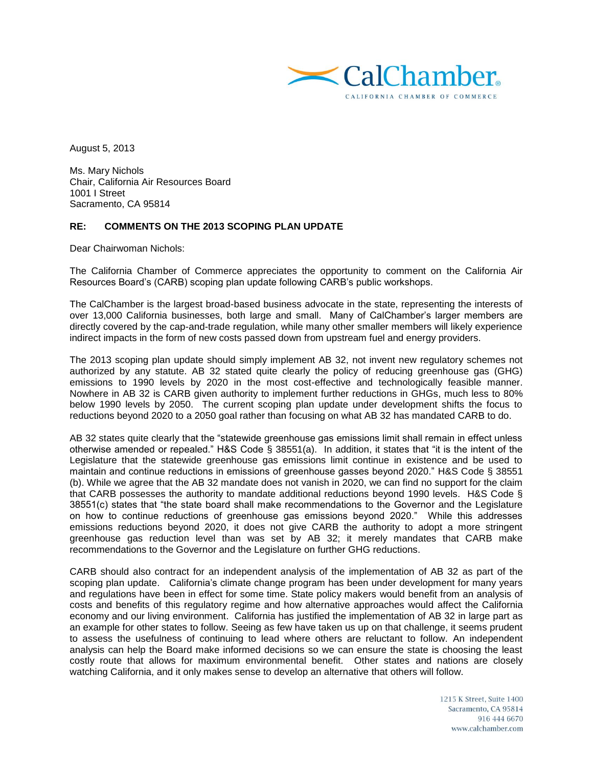CalChamber®

CALIFORNIA CHAMBER OF COMMERCE

August 5, 2013

Ms. Mary Nichols
Chair, California Air Resources Board
1001 I Street
Sacramento, CA 95814

**RE: COMMENTS ON THE 2013 SCOPING PLAN UPDATE**

Dear Chairwoman Nichols:

The California Chamber of Commerce appreciates the opportunity to comment on the California Air Resources Board's (CARB) scoping plan update following CARB's public workshops.

The CalChamber is the largest broad-based business advocate in the state, representing the interests of over 13,000 California businesses, both large and small. Many of CalChamber's larger members are directly covered by the cap-and-trade regulation, while many other smaller members will likely experience indirect impacts in the form of new costs passed down from upstream fuel and energy providers.

The 2013 scoping plan update should simply implement AB 32, not invent new regulatory schemes not authorized by any statute. AB 32 stated quite clearly the policy of reducing greenhouse gas (GHG) emissions to 1990 levels by 2020 in the most cost-effective and technologically feasible manner. Nowhere in AB 32 is CARB given authority to implement further reductions in GHGs, much less to 80% below 1990 levels by 2050. The current scoping plan update under development shifts the focus to reductions beyond 2020 to a 2050 goal rather than focusing on what AB 32 has mandated CARB to do.

AB 32 states quite clearly that the "statewide greenhouse gas emissions limit shall remain in effect unless otherwise amended or repealed." H&S Code § 38551(a). In addition, it states that "it is the intent of the Legislature that the statewide greenhouse gas emissions limit continue in existence and be used to maintain and continue reductions in emissions of greenhouse gasses beyond 2020." H&S Code § 38551 (b). While we agree that the AB 32 mandate does not vanish in 2020, we can find no support for the claim that CARB possesses the authority to mandate additional reductions beyond 1990 levels. H&S Code § 38551(c) states that "the state board shall make recommendations to the Governor and the Legislature on how to continue reductions of greenhouse gas emissions beyond 2020." While this addresses emissions reductions beyond 2020, it does not give CARB the authority to adopt a more stringent greenhouse gas reduction level than was set by AB 32; it merely mandates that CARB make recommendations to the Governor and the Legislature on further GHG reductions.

CARB should also contract for an independent analysis of the implementation of AB 32 as part of the scoping plan update. California's climate change program has been under development for many years and regulations have been in effect for some time. State policy makers would benefit from an analysis of costs and benefits of this regulatory regime and how alternative approaches would affect the California economy and our living environment. California has justified the implementation of AB 32 in large part as an example for other states to follow. Seeing as few have taken us up on that challenge, it seems prudent to assess the usefulness of continuing to lead where others are reluctant to follow. An independent analysis can help the Board make informed decisions so we can ensure the state is choosing the least costly route that allows for maximum environmental benefit. Other states and nations are closely watching California, and it only makes sense to develop an alternative that others will follow.

1215 K Street, Suite 1400
Sacramento, CA 95814
916 444 6670
www.calchamber.com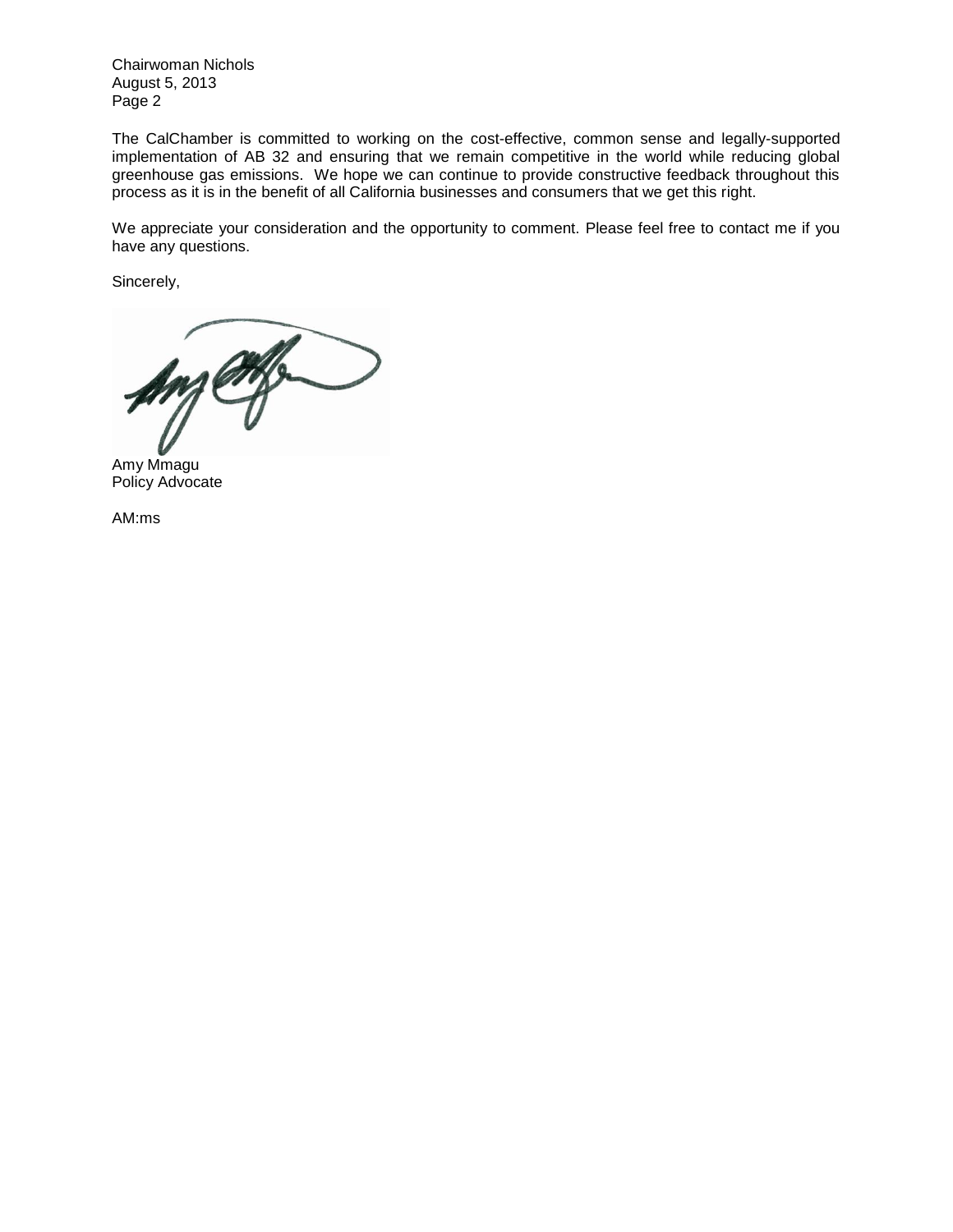The CalChamber is committed to working on the cost-effective, common sense and legally-supported implementation of AB 32 and ensuring that we remain competitive in the world while reducing global greenhouse gas emissions. We hope we can continue to provide constructive feedback throughout this process as it is in the benefit of all California businesses and consumers that we get this right.

We appreciate your consideration and the opportunity to comment. Please feel free to contact me if you have any questions.

Sincerely,

Amy Mmagu
Policy Advocate

AM:ms